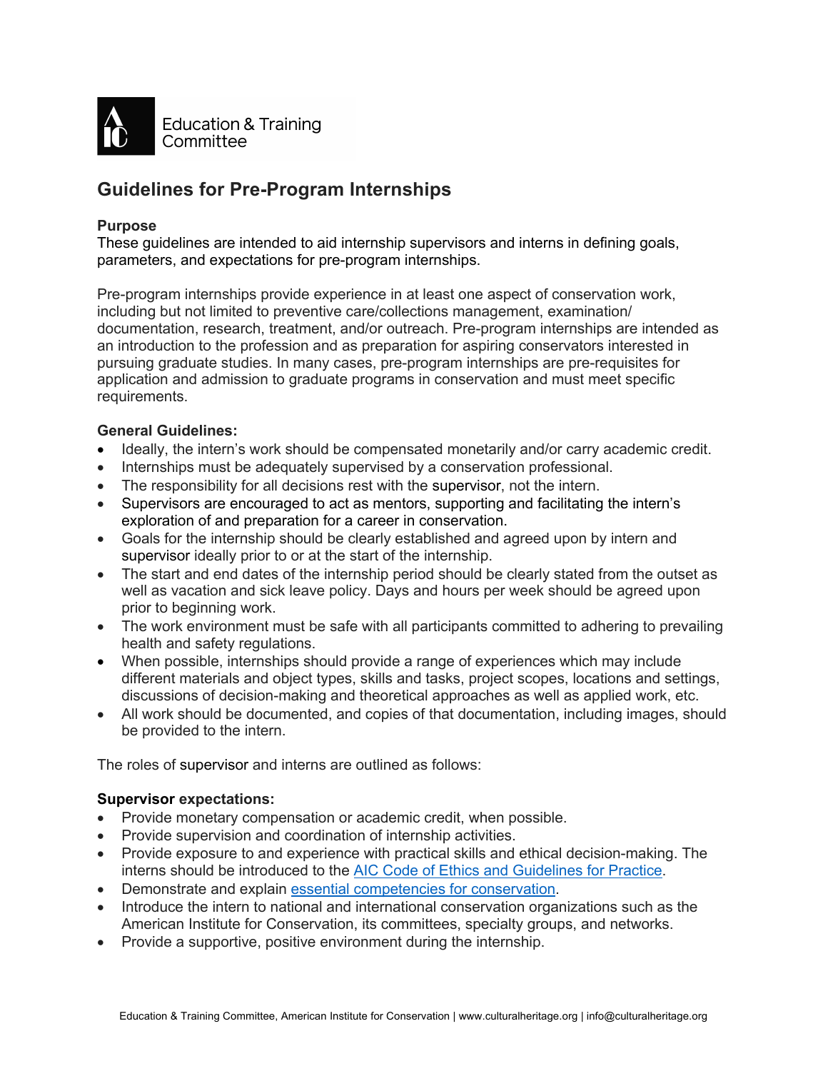Education & Training Committee

# Guidelines for Pre-Program Internships

**Purpose**
These guidelines are intended to aid internship supervisors and interns in defining goals, parameters, and expectations for pre-program internships.

Pre-program internships provide experience in at least one aspect of conservation work, including but not limited to preventive care/collections management, examination/documentation, research, treatment, and/or outreach. Pre-program internships are intended as an introduction to the profession and as preparation for aspiring conservators interested in pursuing graduate studies. In many cases, pre-program internships are pre-requisites for application and admission to graduate programs in conservation and must meet specific requirements.

**General Guidelines:**

- Ideally, the intern's work should be compensated monetarily and/or carry academic credit.
- Internships must be adequately supervised by a conservation professional.
- The responsibility for all decisions rest with the supervisor, not the intern.
- Supervisors are encouraged to act as mentors, supporting and facilitating the intern's exploration of and preparation for a career in conservation.
- Goals for the internship should be clearly established and agreed upon by intern and supervisor ideally prior to or at the start of the internship.
- The start and end dates of the internship period should be clearly stated from the outset as well as vacation and sick leave policy. Days and hours per week should be agreed upon prior to beginning work.
- The work environment must be safe with all participants committed to adhering to prevailing health and safety regulations.
- When possible, internships should provide a range of experiences which may include different materials and object types, skills and tasks, project scopes, locations and settings, discussions of decision-making and theoretical approaches as well as applied work, etc.
- All work should be documented, and copies of that documentation, including images, should be provided to the intern.

The roles of supervisor and interns are outlined as follows:

**Supervisor expectations:**

- Provide monetary compensation or academic credit, when possible.
- Provide supervision and coordination of internship activities.
- Provide exposure to and experience with practical skills and ethical decision-making. The interns should be introduced to the AIC Code of Ethics and Guidelines for Practice.
- Demonstrate and explain essential competencies for conservation.
- Introduce the intern to national and international conservation organizations such as the American Institute for Conservation, its committees, specialty groups, and networks.
- Provide a supportive, positive environment during the internship.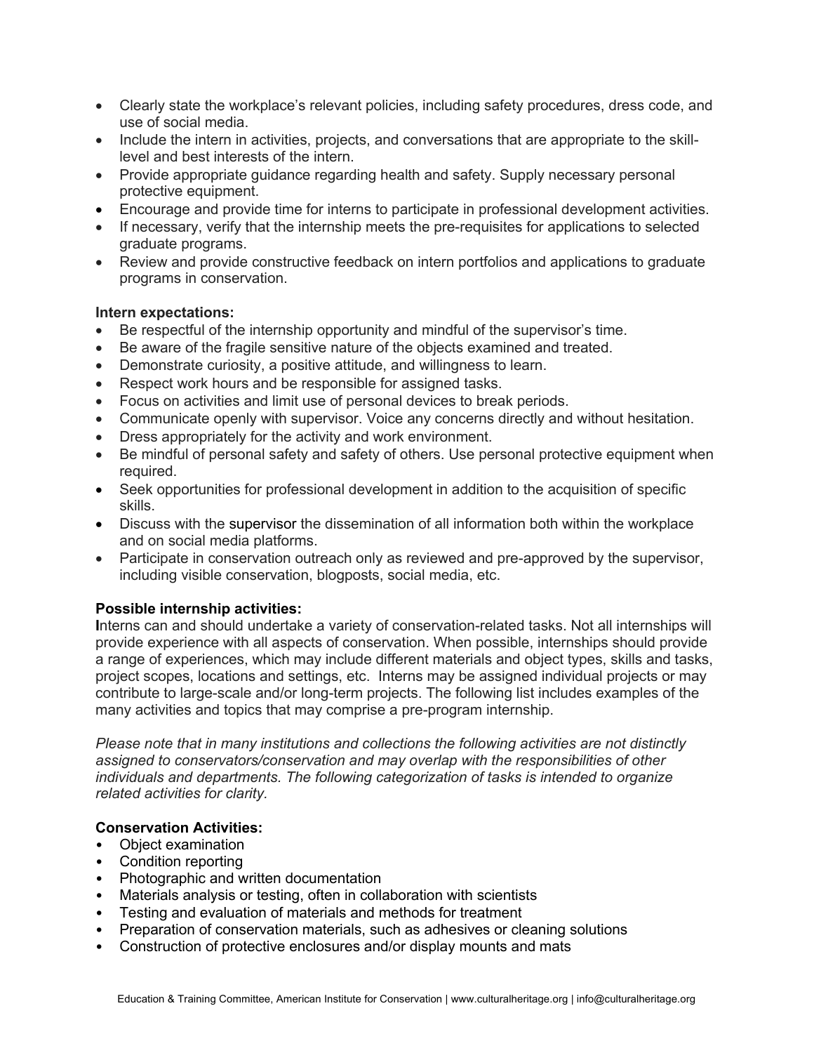- Clearly state the workplace's relevant policies, including safety procedures, dress code, and use of social media.
- Include the intern in activities, projects, and conversations that are appropriate to the skill-level and best interests of the intern.
- Provide appropriate guidance regarding health and safety. Supply necessary personal protective equipment.
- Encourage and provide time for interns to participate in professional development activities.
- If necessary, verify that the internship meets the pre-requisites for applications to selected graduate programs.
- Review and provide constructive feedback on intern portfolios and applications to graduate programs in conservation.

**Intern expectations:**

- Be respectful of the internship opportunity and mindful of the supervisor's time.
- Be aware of the fragile sensitive nature of the objects examined and treated.
- Demonstrate curiosity, a positive attitude, and willingness to learn.
- Respect work hours and be responsible for assigned tasks.
- Focus on activities and limit use of personal devices to break periods.
- Communicate openly with supervisor. Voice any concerns directly and without hesitation.
- Dress appropriately for the activity and work environment.
- Be mindful of personal safety and safety of others. Use personal protective equipment when required.
- Seek opportunities for professional development in addition to the acquisition of specific skills.
- Discuss with the supervisor the dissemination of all information both within the workplace and on social media platforms.
- Participate in conservation outreach only as reviewed and pre-approved by the supervisor, including visible conservation, blogposts, social media, etc.

**Possible internship activities:**

Interns can and should undertake a variety of conservation-related tasks. Not all internships will provide experience with all aspects of conservation. When possible, internships should provide a range of experiences, which may include different materials and object types, skills and tasks, project scopes, locations and settings, etc. Interns may be assigned individual projects or may contribute to large-scale and/or long-term projects. The following list includes examples of the many activities and topics that may comprise a pre-program internship.

*Please note that in many institutions and collections the following activities are not distinctly assigned to conservators/conservation and may overlap with the responsibilities of other individuals and departments. The following categorization of tasks is intended to organize related activities for clarity.*

**Conservation Activities:**

- Object examination
- Condition reporting
- Photographic and written documentation
- Materials analysis or testing, often in collaboration with scientists
- Testing and evaluation of materials and methods for treatment
- Preparation of conservation materials, such as adhesives or cleaning solutions
- Construction of protective enclosures and/or display mounts and mats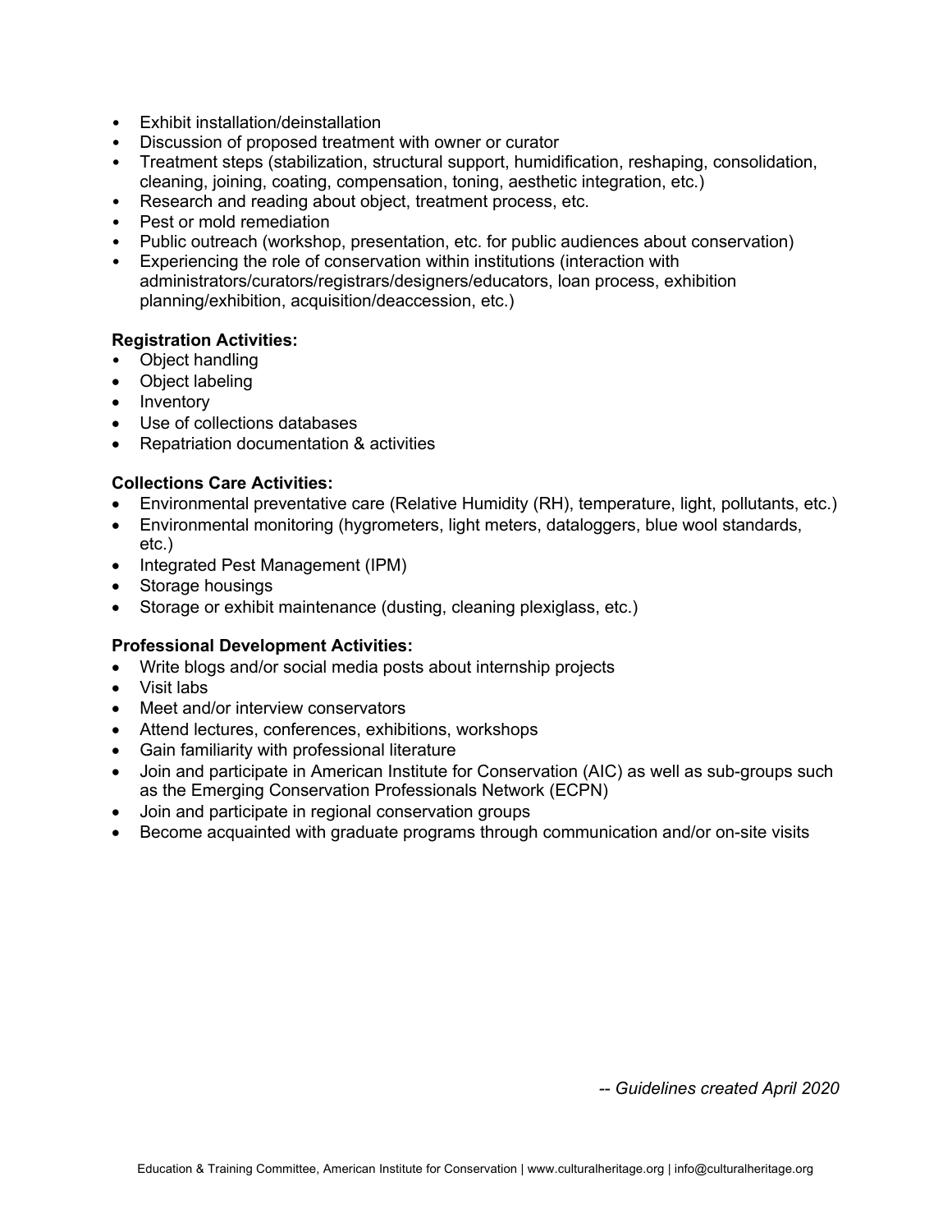- Exhibit installation/deinstallation
- Discussion of proposed treatment with owner or curator
- Treatment steps (stabilization, structural support, humidification, reshaping, consolidation, cleaning, joining, coating, compensation, toning, aesthetic integration, etc.)
- Research and reading about object, treatment process, etc.
- Pest or mold remediation
- Public outreach (workshop, presentation, etc. for public audiences about conservation)
- Experiencing the role of conservation within institutions (interaction with administrators/curators/registrars/designers/educators, loan process, exhibition planning/exhibition, acquisition/deaccession, etc.)

**Registration Activities:**

- Object handling
- Object labeling
- Inventory
- Use of collections databases
- Repatriation documentation & activities

**Collections Care Activities:**

- Environmental preventative care (Relative Humidity (RH), temperature, light, pollutants, etc.)
- Environmental monitoring (hygrometers, light meters, dataloggers, blue wool standards, etc.)
- Integrated Pest Management (IPM)
- Storage housings
- Storage or exhibit maintenance (dusting, cleaning plexiglass, etc.)

**Professional Development Activities:**

- Write blogs and/or social media posts about internship projects
- Visit labs
- Meet and/or interview conservators
- Attend lectures, conferences, exhibitions, workshops
- Gain familiarity with professional literature
- Join and participate in American Institute for Conservation (AIC) as well as sub-groups such as the Emerging Conservation Professionals Network (ECPN)
- Join and participate in regional conservation groups
- Become acquainted with graduate programs through communication and/or on-site visits

*-- Guidelines created April 2020*